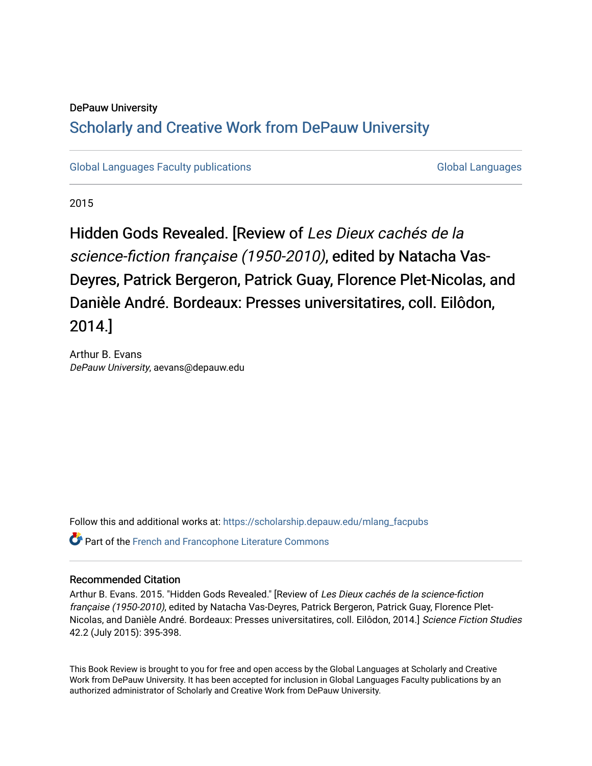DePauw University

## Scholarly and Creative Work from DePauw University

Global Languages Faculty publications | Global Languages

2015

# Hidden Gods Revealed. [Review of *Les Dieux cachés de la science-fiction française (1950-2010)*, edited by Natacha Vas-Deyres, Patrick Bergeron, Patrick Guay, Florence Plet-Nicolas, and Danièle André. Bordeaux: Presses universitatires, coll. Eilôdon, 2014.]

Arthur B. Evans
*DePauw University*, aevans@depauw.edu

Follow this and additional works at: https://scholarship.depauw.edu/mlang_facpubs

Part of the French and Francophone Literature Commons

### Recommended Citation

Arthur B. Evans. 2015. "Hidden Gods Revealed." [Review of *Les Dieux cachés de la science-fiction française (1950-2010)*, edited by Natacha Vas-Deyres, Patrick Bergeron, Patrick Guay, Florence Plet-Nicolas, and Danièle André. Bordeaux: Presses universitatires, coll. Eilôdon, 2014.] *Science Fiction Studies* 42.2 (July 2015): 395-398.

This Book Review is brought to you for free and open access by the Global Languages at Scholarly and Creative Work from DePauw University. It has been accepted for inclusion in Global Languages Faculty publications by an authorized administrator of Scholarly and Creative Work from DePauw University.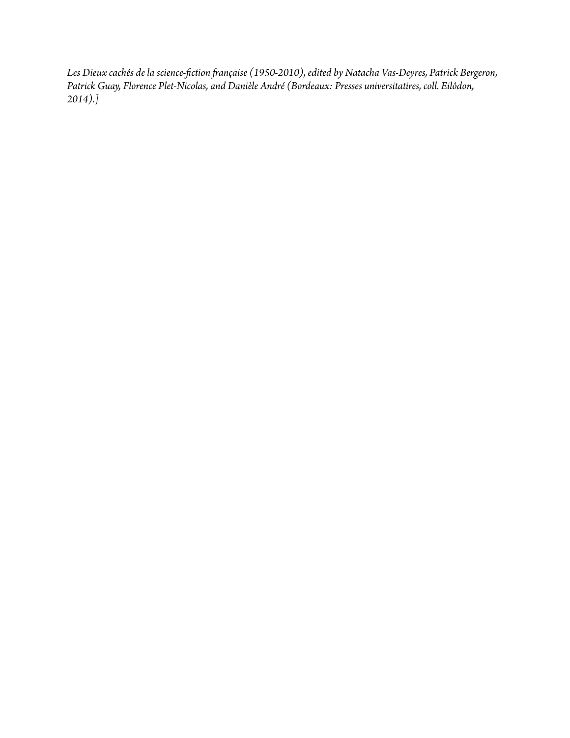*Les Dieux cachés de la science-fiction française (1950-2010), edited by Natacha Vas-Deyres, Patrick Bergeron, Patrick Guay, Florence Plet-Nicolas, and Danièle André (Bordeaux: Presses universitatires, coll. Eilôdon, 2014).]*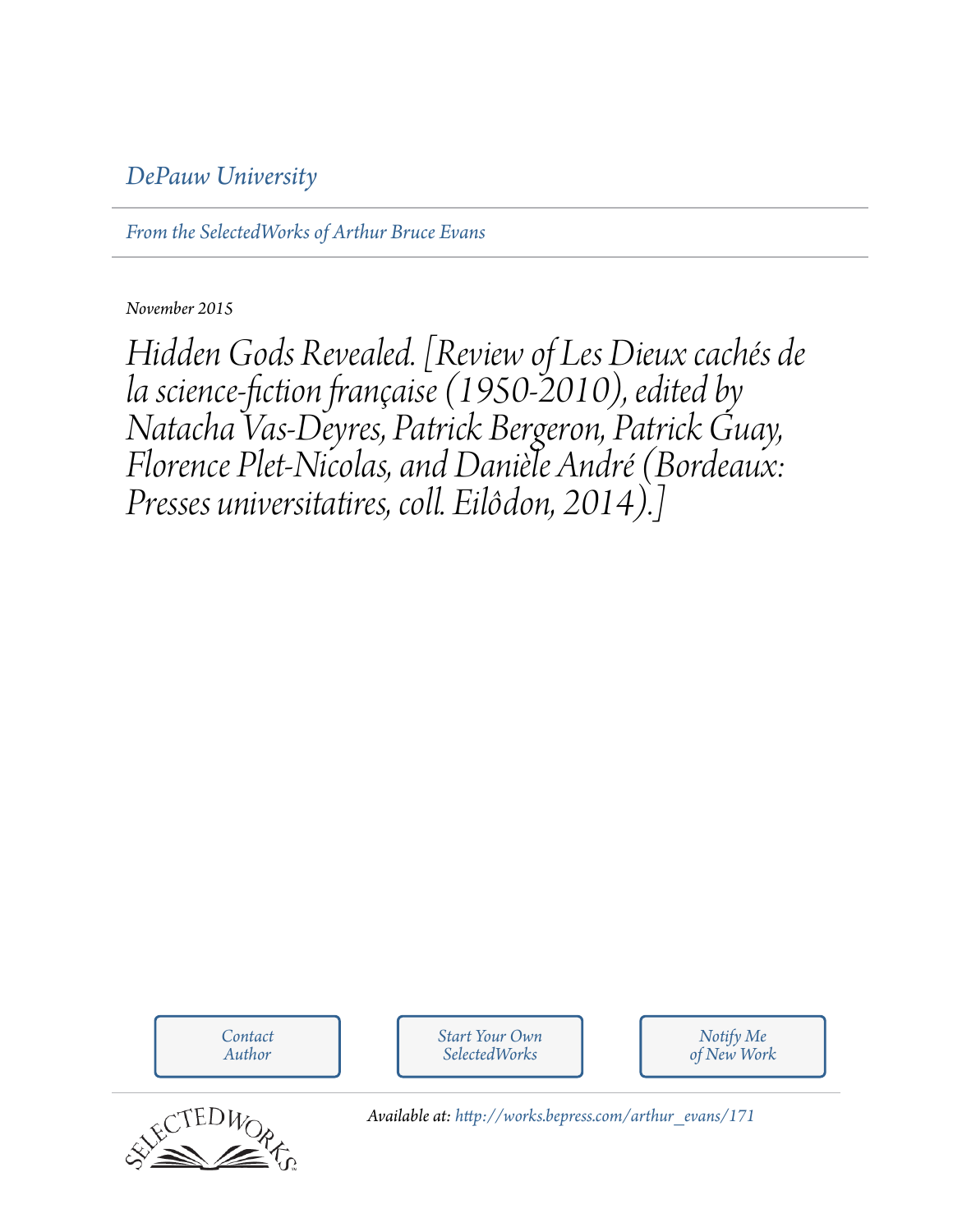*DePauw University*

*From the SelectedWorks of Arthur Bruce Evans*

*November 2015*

# *Hidden Gods Revealed. [Review of Les Dieux cachés de la science-fiction française (1950-2010), edited by Natacha Vas-Deyres, Patrick Bergeron, Patrick Guay, Florence Plet-Nicolas, and Danièle André (Bordeaux: Presses universitatires, coll. Eilôdon, 2014).]*

Contact Author

Start Your Own SelectedWorks

Notify Me of New Work

*Available at:* http://works.bepress.com/arthur_evans/171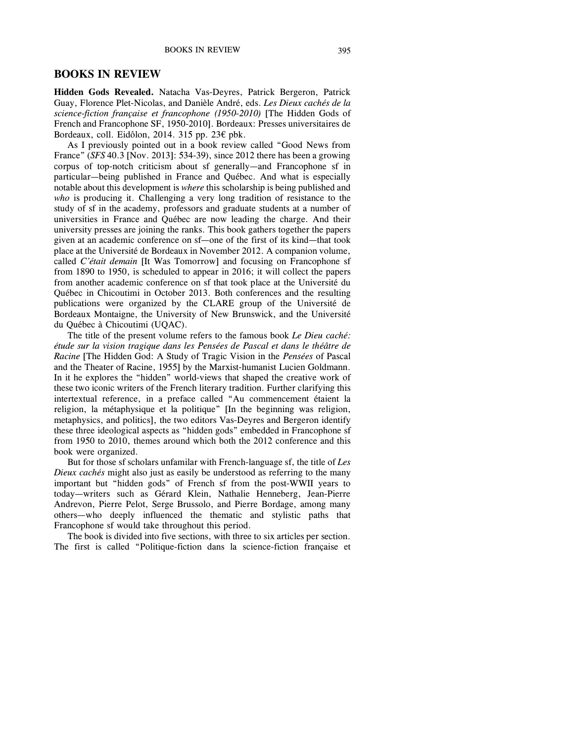## BOOKS IN REVIEW

**Hidden Gods Revealed.** Natacha Vas-Deyres, Patrick Bergeron, Patrick Guay, Florence Plet-Nicolas, and Danièle André, eds. *Les Dieux cachés de la science-fiction française et francophone (1950-2010)* [The Hidden Gods of French and Francophone SF, 1950-2010]. Bordeaux: Presses universitaires de Bordeaux, coll. Eidôlon, 2014. 315 pp. 23€ pbk.

As I previously pointed out in a book review called "Good News from France" (*SFS* 40.3 [Nov. 2013]: 534-39), since 2012 there has been a growing corpus of top-notch criticism about sf generally—and Francophone sf in particular—being published in France and Québec. And what is especially notable about this development is *where* this scholarship is being published and *who* is producing it. Challenging a very long tradition of resistance to the study of sf in the academy, professors and graduate students at a number of universities in France and Québec are now leading the charge. And their university presses are joining the ranks. This book gathers together the papers given at an academic conference on sf—one of the first of its kind—that took place at the Université de Bordeaux in November 2012. A companion volume, called *C'était demain* [It Was Tomorrow] and focusing on Francophone sf from 1890 to 1950, is scheduled to appear in 2016; it will collect the papers from another academic conference on sf that took place at the Université du Québec in Chicoutimi in October 2013. Both conferences and the resulting publications were organized by the CLARE group of the Université de Bordeaux Montaigne, the University of New Brunswick, and the Université du Québec à Chicoutimi (UQAC).

The title of the present volume refers to the famous book *Le Dieu caché: étude sur la vision tragique dans les Pensées de Pascal et dans le théâtre de Racine* [The Hidden God: A Study of Tragic Vision in the *Pensées* of Pascal and the Theater of Racine, 1955] by the Marxist-humanist Lucien Goldmann. In it he explores the "hidden" world-views that shaped the creative work of these two iconic writers of the French literary tradition. Further clarifying this intertextual reference, in a preface called "Au commencement étaient la religion, la métaphysique et la politique" [In the beginning was religion, metaphysics, and politics], the two editors Vas-Deyres and Bergeron identify these three ideological aspects as "hidden gods" embedded in Francophone sf from 1950 to 2010, themes around which both the 2012 conference and this book were organized.

But for those sf scholars unfamilar with French-language sf, the title of *Les Dieux cachés* might also just as easily be understood as referring to the many important but "hidden gods" of French sf from the post-WWII years to today—writers such as Gérard Klein, Nathalie Henneberg, Jean-Pierre Andrevon, Pierre Pelot, Serge Brussolo, and Pierre Bordage, among many others—who deeply influenced the thematic and stylistic paths that Francophone sf would take throughout this period.

The book is divided into five sections, with three to six articles per section. The first is called "Politique-fiction dans la science-fiction française et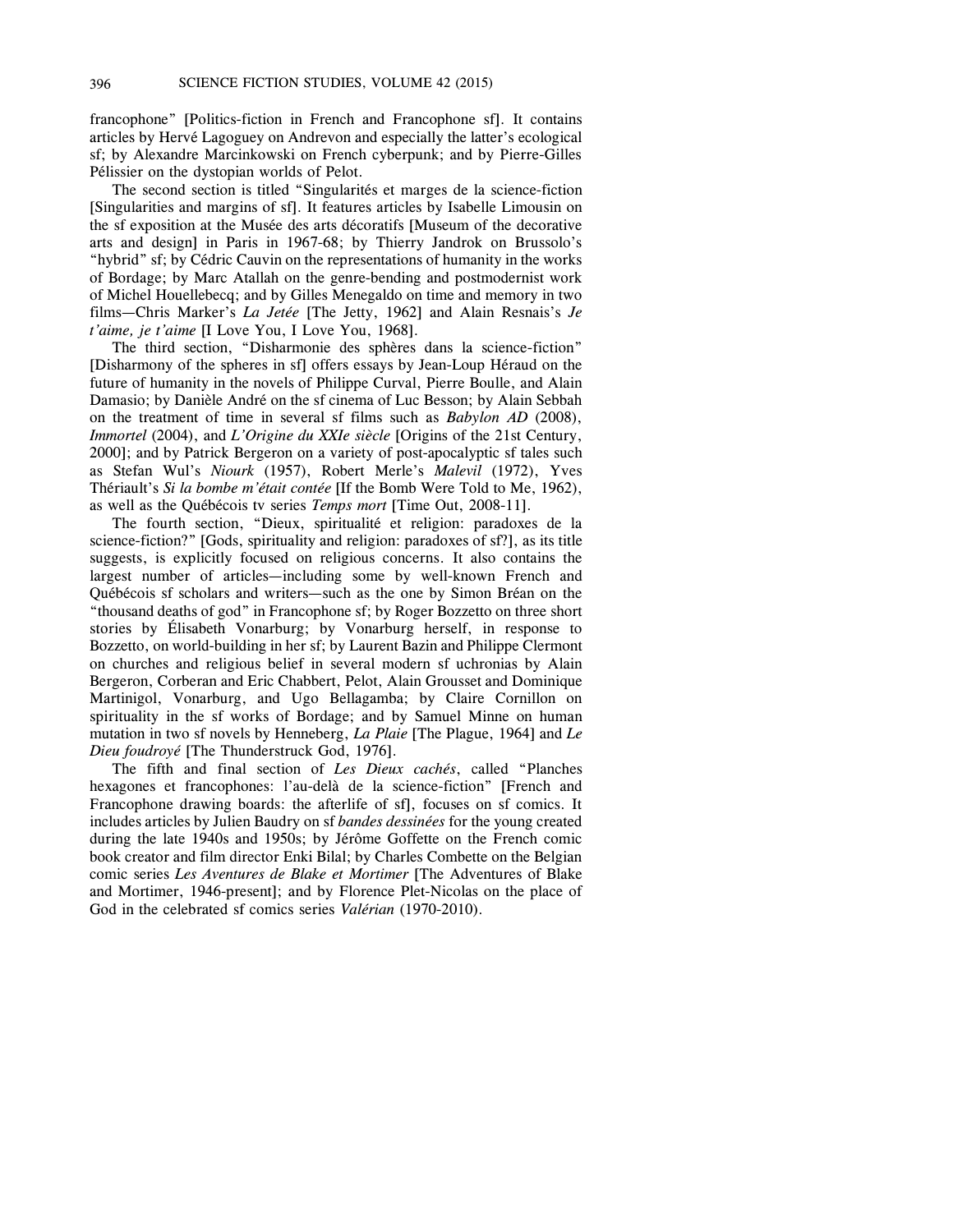francophone" [Politics-fiction in French and Francophone sf]. It contains articles by Hervé Lagoguey on Andrevon and especially the latter's ecological sf; by Alexandre Marcinkowski on French cyberpunk; and by Pierre-Gilles Pélissier on the dystopian worlds of Pelot.

The second section is titled "Singularités et marges de la science-fiction [Singularities and margins of sf]. It features articles by Isabelle Limousin on the sf exposition at the Musée des arts décoratifs [Museum of the decorative arts and design] in Paris in 1967-68; by Thierry Jandrok on Brussolo's "hybrid" sf; by Cédric Cauvin on the representations of humanity in the works of Bordage; by Marc Atallah on the genre-bending and postmodernist work of Michel Houellebecq; and by Gilles Menegaldo on time and memory in two films—Chris Marker's *La Jetée* [The Jetty, 1962] and Alain Resnais's *Je t'aime, je t'aime* [I Love You, I Love You, 1968].

The third section, "Disharmonie des sphères dans la science-fiction" [Disharmony of the spheres in sf] offers essays by Jean-Loup Héraud on the future of humanity in the novels of Philippe Curval, Pierre Boulle, and Alain Damasio; by Danièle André on the sf cinema of Luc Besson; by Alain Sebbah on the treatment of time in several sf films such as *Babylon AD* (2008), *Immortel* (2004), and *L'Origine du XXIe siècle* [Origins of the 21st Century, 2000]; and by Patrick Bergeron on a variety of post-apocalyptic sf tales such as Stefan Wul's *Niourk* (1957), Robert Merle's *Malevil* (1972), Yves Thériault's *Si la bombe m'était contée* [If the Bomb Were Told to Me, 1962], as well as the Québécois tv series *Temps mort* [Time Out, 2008-11].

The fourth section, "Dieux, spiritualité et religion: paradoxes de la science-fiction?" [Gods, spirituality and religion: paradoxes of sf?], as its title suggests, is explicitly focused on religious concerns. It also contains the largest number of articles—including some by well-known French and Québécois sf scholars and writers—such as the one by Simon Bréan on the "thousand deaths of god" in Francophone sf; by Roger Bozzetto on three short stories by Élisabeth Vonarburg; by Vonarburg herself, in response to Bozzetto, on world-building in her sf; by Laurent Bazin and Philippe Clermont on churches and religious belief in several modern sf uchronias by Alain Bergeron, Corberan and Eric Chabbert, Pelot, Alain Grousset and Dominique Martinigol, Vonarburg, and Ugo Bellagamba; by Claire Cornillon on spirituality in the sf works of Bordage; and by Samuel Minne on human mutation in two sf novels by Henneberg, *La Plaie* [The Plague, 1964] and *Le Dieu foudroyé* [The Thunderstruck God, 1976].

The fifth and final section of *Les Dieux cachés*, called "Planches hexagones et francophones: l'au-delà de la science-fiction" [French and Francophone drawing boards: the afterlife of sf], focuses on sf comics. It includes articles by Julien Baudry on sf *bandes dessinées* for the young created during the late 1940s and 1950s; by Jérôme Goffette on the French comic book creator and film director Enki Bilal; by Charles Combette on the Belgian comic series *Les Aventures de Blake et Mortimer* [The Adventures of Blake and Mortimer, 1946-present]; and by Florence Plet-Nicolas on the place of God in the celebrated sf comics series *Valérian* (1970-2010).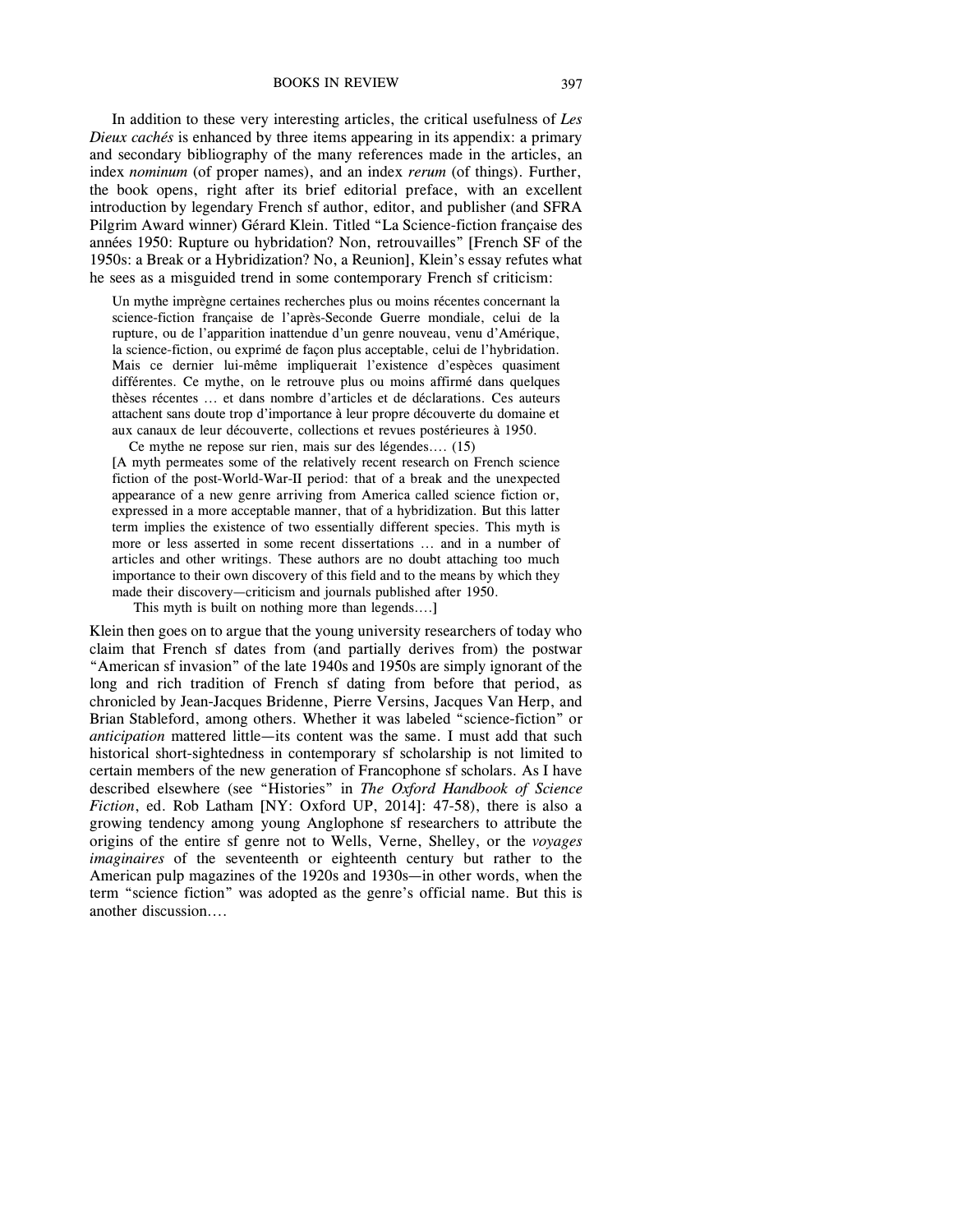In addition to these very interesting articles, the critical usefulness of *Les Dieux cachés* is enhanced by three items appearing in its appendix: a primary and secondary bibliography of the many references made in the articles, an index *nominum* (of proper names), and an index *rerum* (of things). Further, the book opens, right after its brief editorial preface, with an excellent introduction by legendary French sf author, editor, and publisher (and SFRA Pilgrim Award winner) Gérard Klein. Titled "La Science-fiction française des années 1950: Rupture ou hybridation? Non, retrouvailles" [French SF of the 1950s: a Break or a Hybridization? No, a Reunion], Klein's essay refutes what he sees as a misguided trend in some contemporary French sf criticism:

> Un mythe imprègne certaines recherches plus ou moins récentes concernant la science-fiction française de l'après-Seconde Guerre mondiale, celui de la rupture, ou de l'apparition inattendue d'un genre nouveau, venu d'Amérique, la science-fiction, ou exprimé de façon plus acceptable, celui de l'hybridation. Mais ce dernier lui-même impliquerait l'existence d'espèces quasiment différentes. Ce mythe, on le retrouve plus ou moins affirmé dans quelques thèses récentes … et dans nombre d'articles et de déclarations. Ces auteurs attachent sans doute trop d'importance à leur propre découverte du domaine et aux canaux de leur découverte, collections et revues postérieures à 1950.
>
> Ce mythe ne repose sur rien, mais sur des légendes…. (15)
>
> [A myth permeates some of the relatively recent research on French science fiction of the post-World-War-II period: that of a break and the unexpected appearance of a new genre arriving from America called science fiction or, expressed in a more acceptable manner, that of a hybridization. But this latter term implies the existence of two essentially different species. This myth is more or less asserted in some recent dissertations … and in a number of articles and other writings. These authors are no doubt attaching too much importance to their own discovery of this field and to the means by which they made their discovery—criticism and journals published after 1950.
>
> This myth is built on nothing more than legends….]

Klein then goes on to argue that the young university researchers of today who claim that French sf dates from (and partially derives from) the postwar "American sf invasion" of the late 1940s and 1950s are simply ignorant of the long and rich tradition of French sf dating from before that period, as chronicled by Jean-Jacques Bridenne, Pierre Versins, Jacques Van Herp, and Brian Stableford, among others. Whether it was labeled "science-fiction" or *anticipation* mattered little—its content was the same. I must add that such historical short-sightedness in contemporary sf scholarship is not limited to certain members of the new generation of Francophone sf scholars. As I have described elsewhere (see "Histories" in *The Oxford Handbook of Science Fiction*, ed. Rob Latham [NY: Oxford UP, 2014]: 47-58), there is also a growing tendency among young Anglophone sf researchers to attribute the origins of the entire sf genre not to Wells, Verne, Shelley, or the *voyages imaginaires* of the seventeenth or eighteenth century but rather to the American pulp magazines of the 1920s and 1930s—in other words, when the term "science fiction" was adopted as the genre's official name. But this is another discussion….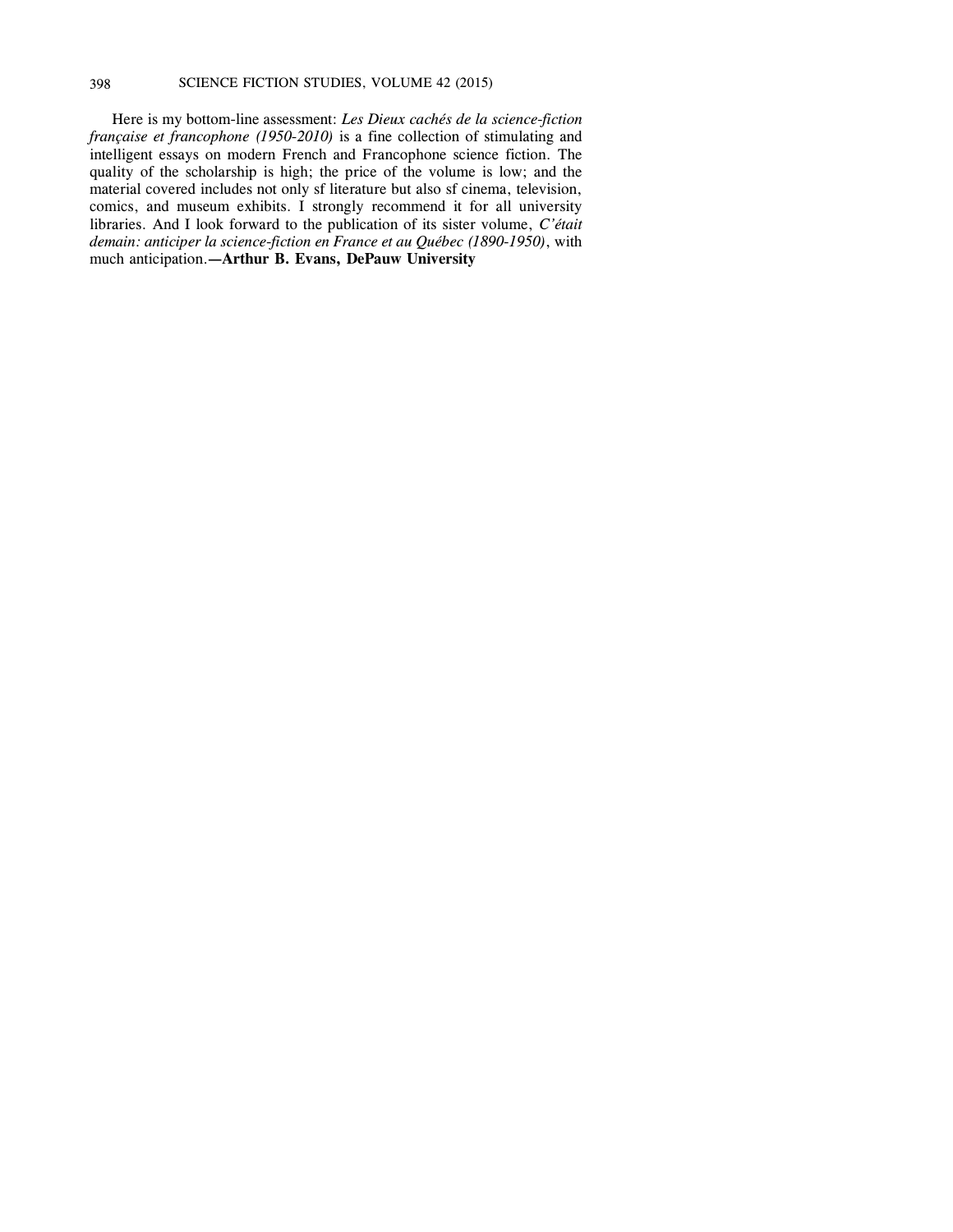Here is my bottom-line assessment: *Les Dieux cachés de la science-fiction française et francophone (1950-2010)* is a fine collection of stimulating and intelligent essays on modern French and Francophone science fiction. The quality of the scholarship is high; the price of the volume is low; and the material covered includes not only sf literature but also sf cinema, television, comics, and museum exhibits. I strongly recommend it for all university libraries. And I look forward to the publication of its sister volume, *C'était demain: anticiper la science-fiction en France et au Québec (1890-1950)*, with much anticipation.**—Arthur B. Evans, DePauw University**